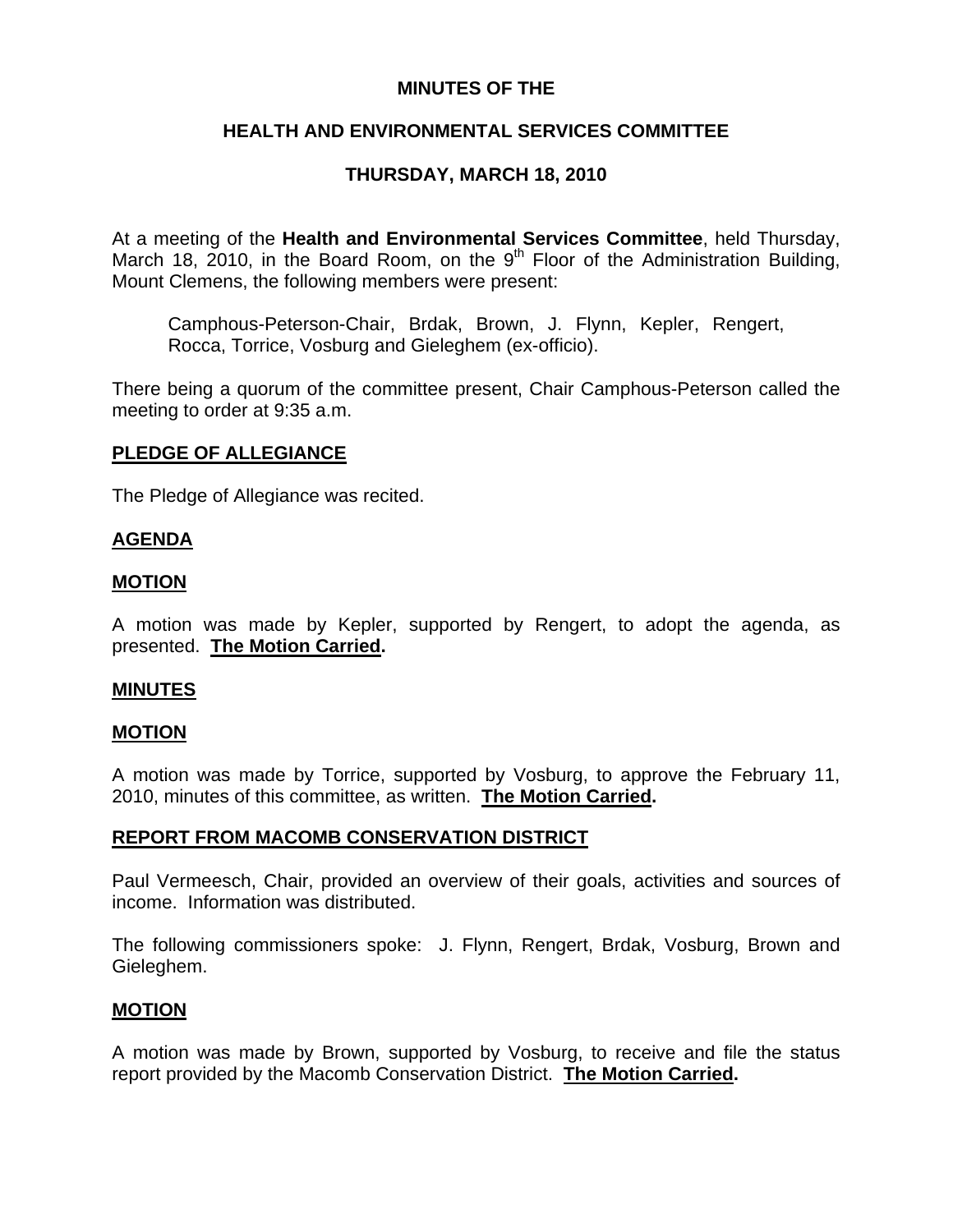# MINUTES OF THE

## HEALTH AND ENVIRONMENTAL SERVICES COMMITTEE

## THURSDAY, MARCH 18, 2010

At a meeting of the **Health and Environmental Services Committee**, held Thursday, March 18, 2010, in the Board Room, on the 9th Floor of the Administration Building, Mount Clemens, the following members were present:

> Camphous-Peterson-Chair, Brdak, Brown, J. Flynn, Kepler, Rengert, Rocca, Torrice, Vosburg and Gieleghem (ex-officio).

There being a quorum of the committee present, Chair Camphous-Peterson called the meeting to order at 9:35 a.m.

### PLEDGE OF ALLEGIANCE

The Pledge of Allegiance was recited.

### AGENDA

### MOTION

A motion was made by Kepler, supported by Rengert, to adopt the agenda, as presented. **The Motion Carried.**

### MINUTES

### MOTION

A motion was made by Torrice, supported by Vosburg, to approve the February 11, 2010, minutes of this committee, as written. **The Motion Carried.**

### REPORT FROM MACOMB CONSERVATION DISTRICT

Paul Vermeesch, Chair, provided an overview of their goals, activities and sources of income. Information was distributed.

The following commissioners spoke: J. Flynn, Rengert, Brdak, Vosburg, Brown and Gieleghem.

### MOTION

A motion was made by Brown, supported by Vosburg, to receive and file the status report provided by the Macomb Conservation District. **The Motion Carried.**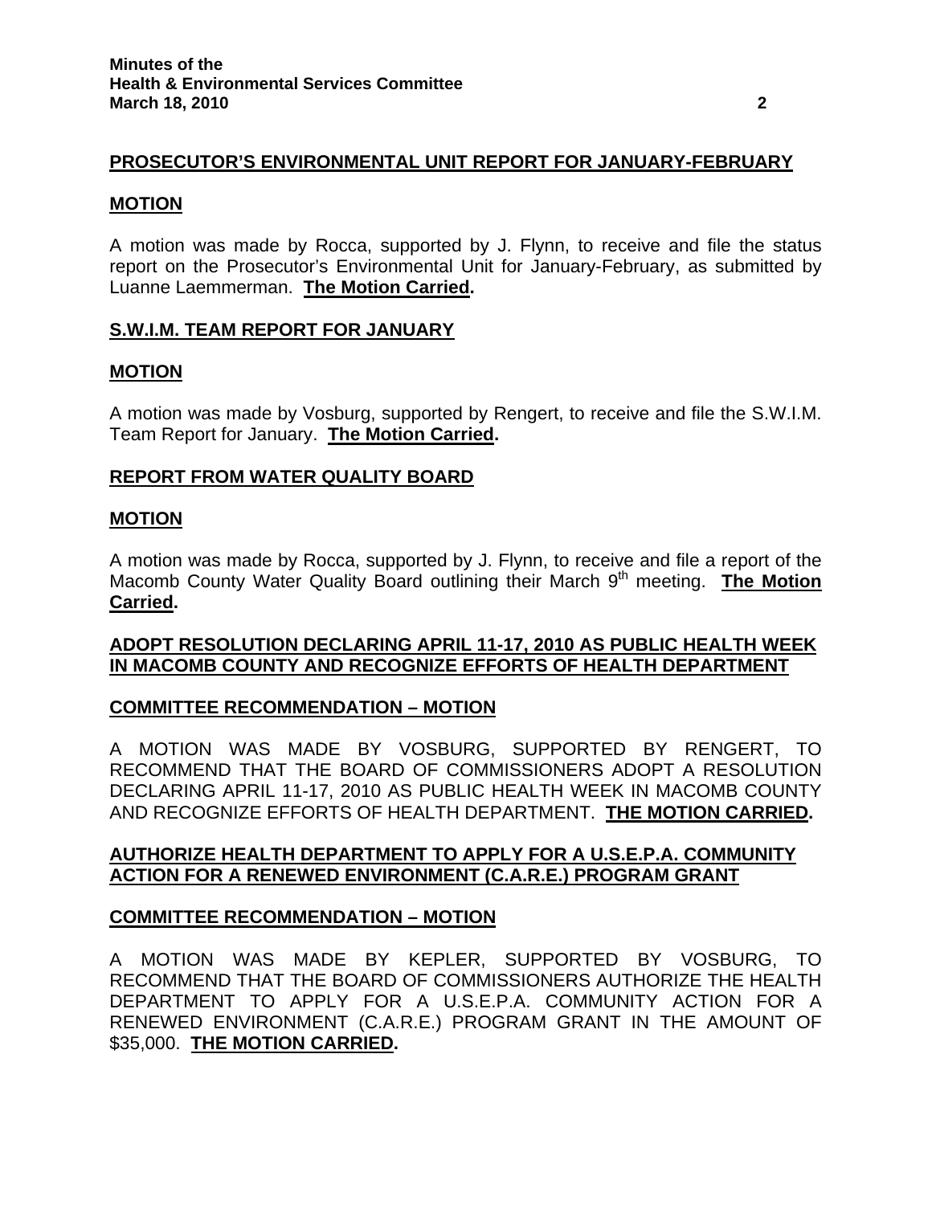## PROSECUTOR'S ENVIRONMENTAL UNIT REPORT FOR JANUARY-FEBRUARY

### MOTION

A motion was made by Rocca, supported by J. Flynn, to receive and file the status report on the Prosecutor's Environmental Unit for January-February, as submitted by Luanne Laemmerman. **The Motion Carried.**

## S.W.I.M. TEAM REPORT FOR JANUARY

### MOTION

A motion was made by Vosburg, supported by Rengert, to receive and file the S.W.I.M. Team Report for January. **The Motion Carried.**

## REPORT FROM WATER QUALITY BOARD

### MOTION

A motion was made by Rocca, supported by J. Flynn, to receive and file a report of the Macomb County Water Quality Board outlining their March 9th meeting. **The Motion Carried.**

## ADOPT RESOLUTION DECLARING APRIL 11-17, 2010 AS PUBLIC HEALTH WEEK IN MACOMB COUNTY AND RECOGNIZE EFFORTS OF HEALTH DEPARTMENT

### COMMITTEE RECOMMENDATION – MOTION

A MOTION WAS MADE BY VOSBURG, SUPPORTED BY RENGERT, TO RECOMMEND THAT THE BOARD OF COMMISSIONERS ADOPT A RESOLUTION DECLARING APRIL 11-17, 2010 AS PUBLIC HEALTH WEEK IN MACOMB COUNTY AND RECOGNIZE EFFORTS OF HEALTH DEPARTMENT. **THE MOTION CARRIED.**

## AUTHORIZE HEALTH DEPARTMENT TO APPLY FOR A U.S.E.P.A. COMMUNITY ACTION FOR A RENEWED ENVIRONMENT (C.A.R.E.) PROGRAM GRANT

### COMMITTEE RECOMMENDATION – MOTION

A MOTION WAS MADE BY KEPLER, SUPPORTED BY VOSBURG, TO RECOMMEND THAT THE BOARD OF COMMISSIONERS AUTHORIZE THE HEALTH DEPARTMENT TO APPLY FOR A U.S.E.P.A. COMMUNITY ACTION FOR A RENEWED ENVIRONMENT (C.A.R.E.) PROGRAM GRANT IN THE AMOUNT OF $35,000. **THE MOTION CARRIED.**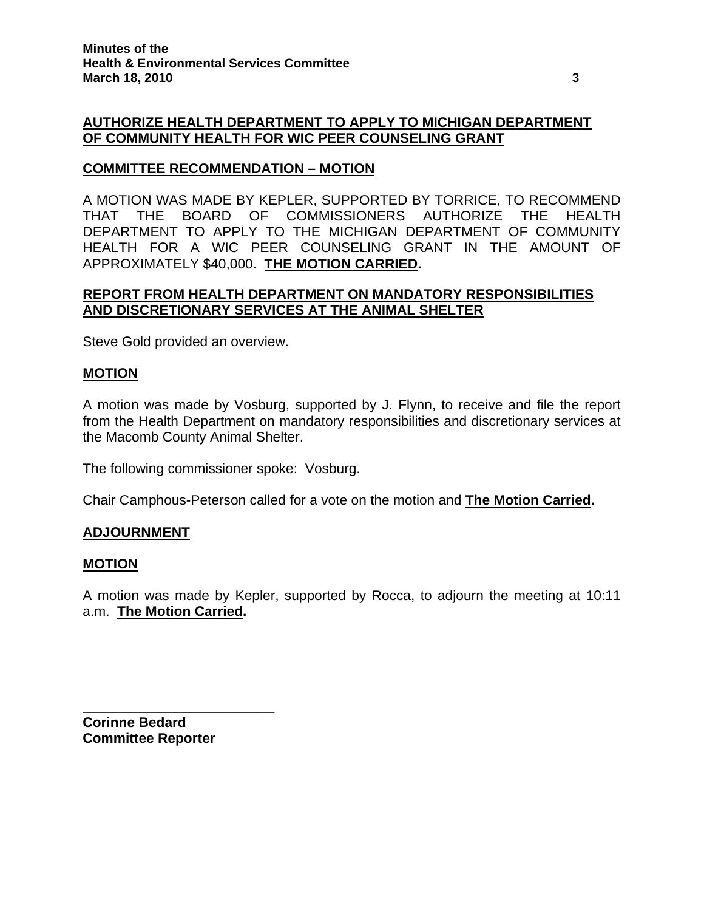## AUTHORIZE HEALTH DEPARTMENT TO APPLY TO MICHIGAN DEPARTMENT OF COMMUNITY HEALTH FOR WIC PEER COUNSELING GRANT

### COMMITTEE RECOMMENDATION – MOTION

A MOTION WAS MADE BY KEPLER, SUPPORTED BY TORRICE, TO RECOMMEND THAT THE BOARD OF COMMISSIONERS AUTHORIZE THE HEALTH DEPARTMENT TO APPLY TO THE MICHIGAN DEPARTMENT OF COMMUNITY HEALTH FOR A WIC PEER COUNSELING GRANT IN THE AMOUNT OF APPROXIMATELY $40,000. **THE MOTION CARRIED.**

## REPORT FROM HEALTH DEPARTMENT ON MANDATORY RESPONSIBILITIES AND DISCRETIONARY SERVICES AT THE ANIMAL SHELTER

Steve Gold provided an overview.

### MOTION

A motion was made by Vosburg, supported by J. Flynn, to receive and file the report from the Health Department on mandatory responsibilities and discretionary services at the Macomb County Animal Shelter.

The following commissioner spoke: Vosburg.

Chair Camphous-Peterson called for a vote on the motion and **The Motion Carried.**

## ADJOURNMENT

### MOTION

A motion was made by Kepler, supported by Rocca, to adjourn the meeting at 10:11 a.m. **The Motion Carried.**

\_\_\_\_\_\_\_\_\_\_\_\_\_\_\_\_\_\_\_\_\_\_\_\_\_\_
**Corinne Bedard**
**Committee Reporter**